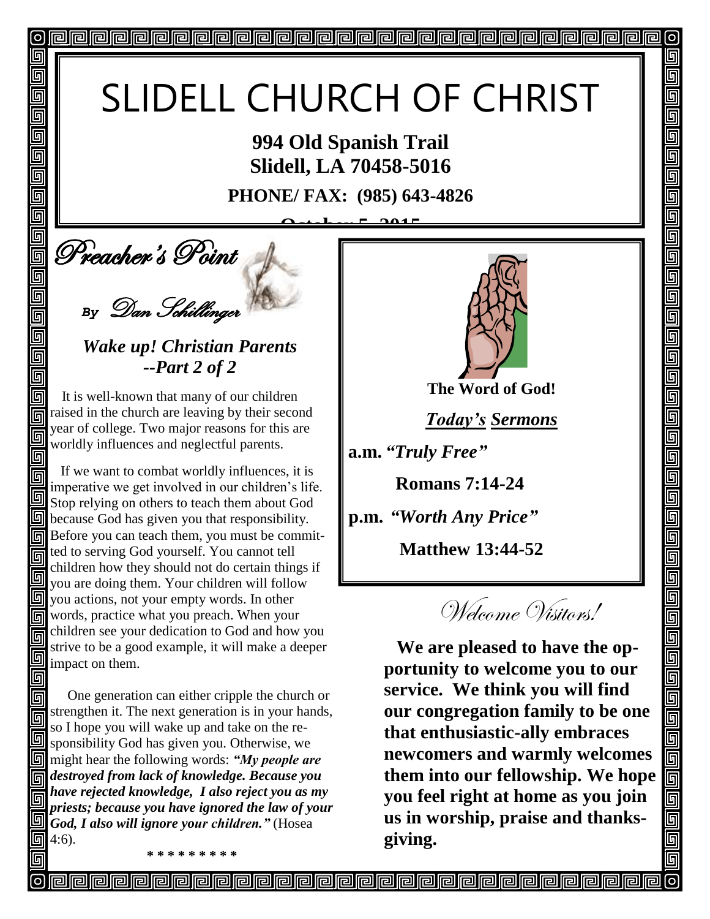# SLIDELL CHURCH OF CHRIST

**994 Old Spanish Trail**
**Slidell, LA 70458-5016**

**PHONE/ FAX: (985) 643-4826**

**October 5, 2015**

## Preacher's Point

*By* Dan Schillinger

### *Wake up! Christian Parents --Part 2 of 2*

It is well-known that many of our children raised in the church are leaving by their second year of college. Two major reasons for this are worldly influences and neglectful parents.

If we want to combat worldly influences, it is imperative we get involved in our children's life. Stop relying on others to teach them about God because God has given you that responsibility. Before you can teach them, you must be committed to serving God yourself. You cannot tell children how they should not do certain things if you are doing them. Your children will follow you actions, not your empty words. In other words, practice what you preach. When your children see your dedication to God and how you strive to be a good example, it will make a deeper impact on them.

One generation can either cripple the church or strengthen it. The next generation is in your hands, so I hope you will wake up and take on the responsibility God has given you. Otherwise, we might hear the following words: ***"My people are destroyed from lack of knowledge. Because you have rejected knowledge, I also reject you as my priests; because you have ignored the law of your God, I also will ignore your children."*** (Hosea 4:6).

\* \* \* \* \* \* \* \* \*

**The Word of God!**

***Today's Sermons***

**a.m. *"Truly Free"***

**Romans 7:14-24**

**p.m. *"Worth Any Price"***

**Matthew 13:44-52**

## Welcome Visitors!

**We are pleased to have the opportunity to welcome you to our service. We think you will find our congregation family to be one that enthusiastic-ally embraces newcomers and warmly welcomes them into our fellowship. We hope you feel right at home as you join us in worship, praise and thanksgiving.**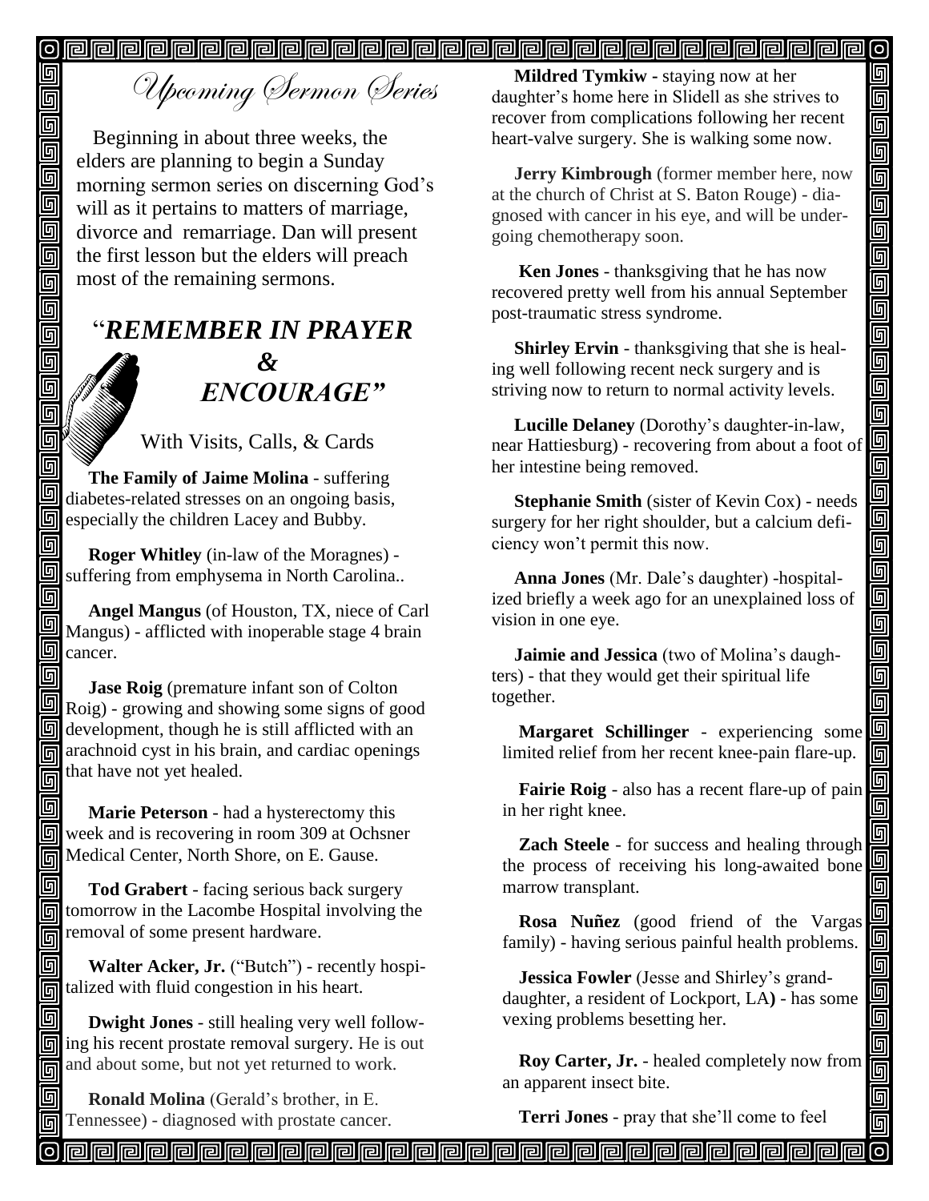# *Upcoming Sermon Series*

Beginning in about three weeks, the elders are planning to begin a Sunday morning sermon series on discerning God's will as it pertains to matters of marriage, divorce and remarriage. Dan will present the first lesson but the elders will preach most of the remaining sermons.

## "*REMEMBER IN PRAYER & ENCOURAGE"*

With Visits, Calls, & Cards

**The Family of Jaime Molina** - suffering diabetes-related stresses on an ongoing basis, especially the children Lacey and Bubby.

**Roger Whitley** (in-law of the Moragnes) - suffering from emphysema in North Carolina..

**Angel Mangus** (of Houston, TX, niece of Carl Mangus) - afflicted with inoperable stage 4 brain cancer.

**Jase Roig** (premature infant son of Colton Roig) - growing and showing some signs of good development, though he is still afflicted with an arachnoid cyst in his brain, and cardiac openings that have not yet healed.

**Marie Peterson** - had a hysterectomy this week and is recovering in room 309 at Ochsner Medical Center, North Shore, on E. Gause.

**Tod Grabert** - facing serious back surgery tomorrow in the Lacombe Hospital involving the removal of some present hardware.

**Walter Acker, Jr.** ("Butch") - recently hospitalized with fluid congestion in his heart.

**Dwight Jones** - still healing very well following his recent prostate removal surgery. He is out and about some, but not yet returned to work.

**Ronald Molina** (Gerald's brother, in E. Tennessee) - diagnosed with prostate cancer.

**Mildred Tymkiw** - staying now at her daughter's home here in Slidell as she strives to recover from complications following her recent heart-valve surgery. She is walking some now.

**Jerry Kimbrough** (former member here, now at the church of Christ at S. Baton Rouge) - diagnosed with cancer in his eye, and will be undergoing chemotherapy soon.

**Ken Jones** - thanksgiving that he has now recovered pretty well from his annual September post-traumatic stress syndrome.

**Shirley Ervin** - thanksgiving that she is healing well following recent neck surgery and is striving now to return to normal activity levels.

**Lucille Delaney** (Dorothy's daughter-in-law, near Hattiesburg) - recovering from about a foot of her intestine being removed.

**Stephanie Smith** (sister of Kevin Cox) - needs surgery for her right shoulder, but a calcium deficiency won't permit this now.

**Anna Jones** (Mr. Dale's daughter) -hospitalized briefly a week ago for an unexplained loss of vision in one eye.

**Jaimie and Jessica** (two of Molina's daughters) - that they would get their spiritual life together.

**Margaret Schillinger** - experiencing some limited relief from her recent knee-pain flare-up.

**Fairie Roig** - also has a recent flare-up of pain in her right knee.

**Zach Steele** - for success and healing through the process of receiving his long-awaited bone marrow transplant.

**Rosa Nuñez** (good friend of the Vargas family) - having serious painful health problems.

**Jessica Fowler** (Jesse and Shirley's granddaughter, a resident of Lockport, LA**)** - has some vexing problems besetting her.

**Roy Carter, Jr.** - healed completely now from an apparent insect bite.

**Terri Jones** - pray that she'll come to feel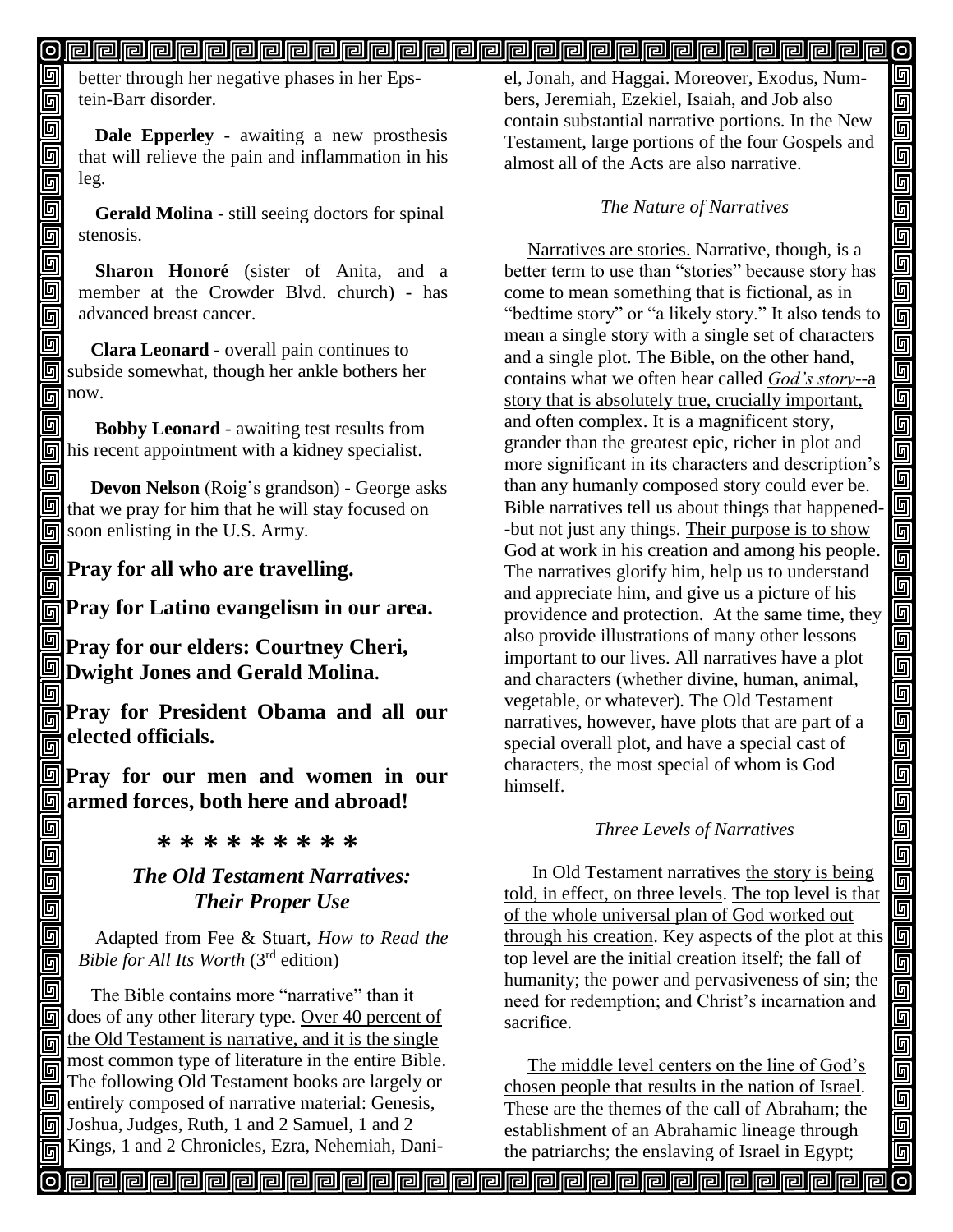better through her negative phases in her Epstein-Barr disorder.

**Dale Epperley** - awaiting a new prosthesis that will relieve the pain and inflammation in his leg.

**Gerald Molina** - still seeing doctors for spinal stenosis.

**Sharon Honoré** (sister of Anita, and a member at the Crowder Blvd. church) - has advanced breast cancer.

**Clara Leonard** - overall pain continues to subside somewhat, though her ankle bothers her now.

**Bobby Leonard** - awaiting test results from his recent appointment with a kidney specialist.

**Devon Nelson** (Roig's grandson) - George asks that we pray for him that he will stay focused on soon enlisting in the U.S. Army.

**Pray for all who are travelling.**

**Pray for Latino evangelism in our area.**

**Pray for our elders: Courtney Cheri, Dwight Jones and Gerald Molina.**

**Pray for President Obama and all our elected officials.**

**Pray for our men and women in our armed forces, both here and abroad!**

**\* \* \* \* \* \* \* \* \* \***

## *The Old Testament Narratives: Their Proper Use*

Adapted from Fee & Stuart, *How to Read the Bible for All Its Worth* (3rd edition)

The Bible contains more "narrative" than it does of any other literary type. Over 40 percent of the Old Testament is narrative, and it is the single most common type of literature in the entire Bible. The following Old Testament books are largely or entirely composed of narrative material: Genesis, Joshua, Judges, Ruth, 1 and 2 Samuel, 1 and 2 Kings, 1 and 2 Chronicles, Ezra, Nehemiah, Daniel, Jonah, and Haggai. Moreover, Exodus, Numbers, Jeremiah, Ezekiel, Isaiah, and Job also contain substantial narrative portions. In the New Testament, large portions of the four Gospels and almost all of the Acts are also narrative.

### *The Nature of Narratives*

Narratives are stories. Narrative, though, is a better term to use than "stories" because story has come to mean something that is fictional, as in "bedtime story" or "a likely story." It also tends to mean a single story with a single set of characters and a single plot. The Bible, on the other hand, contains what we often hear called *God's story*--a story that is absolutely true, crucially important, and often complex. It is a magnificent story, grander than the greatest epic, richer in plot and more significant in its characters and description's than any humanly composed story could ever be. Bible narratives tell us about things that happened--but not just any things. Their purpose is to show God at work in his creation and among his people. The narratives glorify him, help us to understand and appreciate him, and give us a picture of his providence and protection. At the same time, they also provide illustrations of many other lessons important to our lives. All narratives have a plot and characters (whether divine, human, animal, vegetable, or whatever). The Old Testament narratives, however, have plots that are part of a special overall plot, and have a special cast of characters, the most special of whom is God himself.

### *Three Levels of Narratives*

In Old Testament narratives the story is being told, in effect, on three levels. The top level is that of the whole universal plan of God worked out through his creation. Key aspects of the plot at this top level are the initial creation itself; the fall of humanity; the power and pervasiveness of sin; the need for redemption; and Christ's incarnation and sacrifice.

The middle level centers on the line of God's chosen people that results in the nation of Israel. These are the themes of the call of Abraham; the establishment of an Abrahamic lineage through the patriarchs; the enslaving of Israel in Egypt;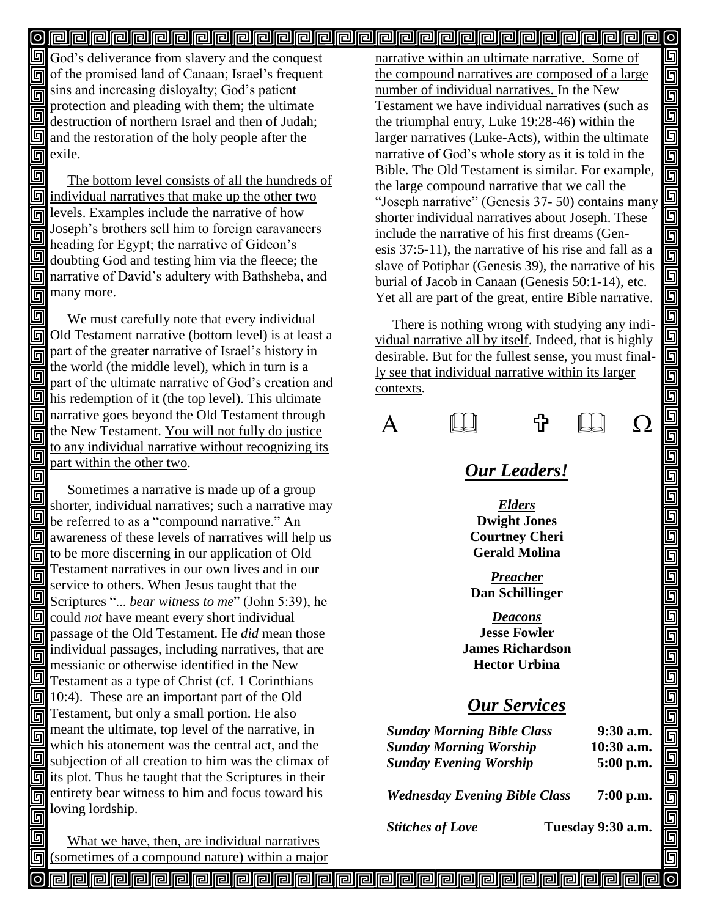God's deliverance from slavery and the conquest of the promised land of Canaan; Israel's frequent sins and increasing disloyalty; God's patient protection and pleading with them; the ultimate destruction of northern Israel and then of Judah; and the restoration of the holy people after the exile.

The bottom level consists of all the hundreds of individual narratives that make up the other two levels. Examples include the narrative of how Joseph's brothers sell him to foreign caravaneers heading for Egypt; the narrative of Gideon's doubting God and testing him via the fleece; the narrative of David's adultery with Bathsheba, and many more.

We must carefully note that every individual Old Testament narrative (bottom level) is at least a part of the greater narrative of Israel's history in the world (the middle level), which in turn is a part of the ultimate narrative of God's creation and his redemption of it (the top level). This ultimate narrative goes beyond the Old Testament through the New Testament. You will not fully do justice to any individual narrative without recognizing its part within the other two.

Sometimes a narrative is made up of a group shorter, individual narratives; such a narrative may be referred to as a "compound narrative." An awareness of these levels of narratives will help us to be more discerning in our application of Old Testament narratives in our own lives and in our service to others. When Jesus taught that the Scriptures "*... bear witness to me*" (John 5:39), he could *not* have meant every short individual passage of the Old Testament. He *did* mean those individual passages, including narratives, that are messianic or otherwise identified in the New Testament as a type of Christ (cf. 1 Corinthians 10:4). These are an important part of the Old Testament, but only a small portion. He also meant the ultimate, top level of the narrative, in which his atonement was the central act, and the subjection of all creation to him was the climax of its plot. Thus he taught that the Scriptures in their entirety bear witness to him and focus toward his loving lordship.

What we have, then, are individual narratives (sometimes of a compound nature) within a major narrative within an ultimate narrative. Some of the compound narratives are composed of a large number of individual narratives. In the New Testament we have individual narratives (such as the triumphal entry, Luke 19:28-46) within the larger narratives (Luke-Acts), within the ultimate narrative of God's whole story as it is told in the Bible. The Old Testament is similar. For example, the large compound narrative that we call the "Joseph narrative" (Genesis 37- 50) contains many shorter individual narratives about Joseph. These include the narrative of his first dreams (Genesis 37:5-11), the narrative of his rise and fall as a slave of Potiphar (Genesis 39), the narrative of his burial of Jacob in Canaan (Genesis 50:1-14), etc. Yet all are part of the great, entire Bible narrative.

There is nothing wrong with studying any individual narrative all by itself. Indeed, that is highly desirable. But for the fullest sense, you must finally see that individual narrative within its larger contexts.

Α 🕮 ✞ 🕮 Ω

## *Our Leaders!*

***Elders***
**Dwight Jones**
**Courtney Cheri**
**Gerald Molina**

***Preacher***
**Dan Schillinger**

***Deacons***
**Jesse Fowler**
**James Richardson**
**Hector Urbina**

## *Our Services*

| | |
|---|---|
| ***Sunday Morning Bible Class*** | **9:30 a.m.** |
| ***Sunday Morning Worship*** | **10:30 a.m.** |
| ***Sunday Evening Worship*** | **5:00 p.m.** |
| ***Wednesday Evening Bible Class*** | **7:00 p.m.** |
| ***Stitches of Love*** | **Tuesday 9:30 a.m.** |